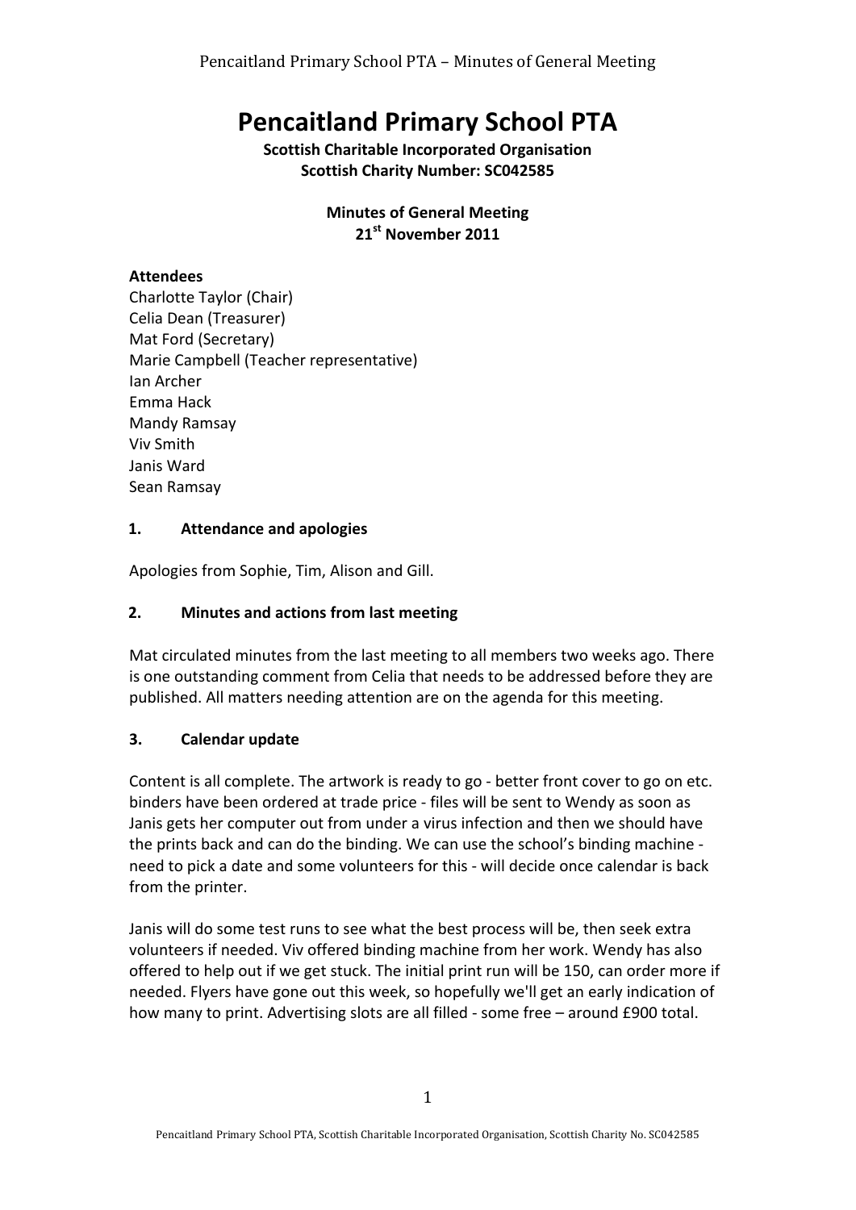# Pencaitland Primary School PTA

**Scottish Charitable Incorporated Organisation**
**Scottish Charity Number: SC042585**

**Minutes of General Meeting**
**21st November 2011**

**Attendees**

Charlotte Taylor (Chair)
Celia Dean (Treasurer)
Mat Ford (Secretary)
Marie Campbell (Teacher representative)
Ian Archer
Emma Hack
Mandy Ramsay
Viv Smith
Janis Ward
Sean Ramsay

## 1. Attendance and apologies

Apologies from Sophie, Tim, Alison and Gill.

## 2. Minutes and actions from last meeting

Mat circulated minutes from the last meeting to all members two weeks ago. There is one outstanding comment from Celia that needs to be addressed before they are published. All matters needing attention are on the agenda for this meeting.

## 3. Calendar update

Content is all complete. The artwork is ready to go - better front cover to go on etc. binders have been ordered at trade price - files will be sent to Wendy as soon as Janis gets her computer out from under a virus infection and then we should have the prints back and can do the binding. We can use the school's binding machine - need to pick a date and some volunteers for this - will decide once calendar is back from the printer.

Janis will do some test runs to see what the best process will be, then seek extra volunteers if needed. Viv offered binding machine from her work. Wendy has also offered to help out if we get stuck. The initial print run will be 150, can order more if needed. Flyers have gone out this week, so hopefully we'll get an early indication of how many to print. Advertising slots are all filled - some free – around £900 total.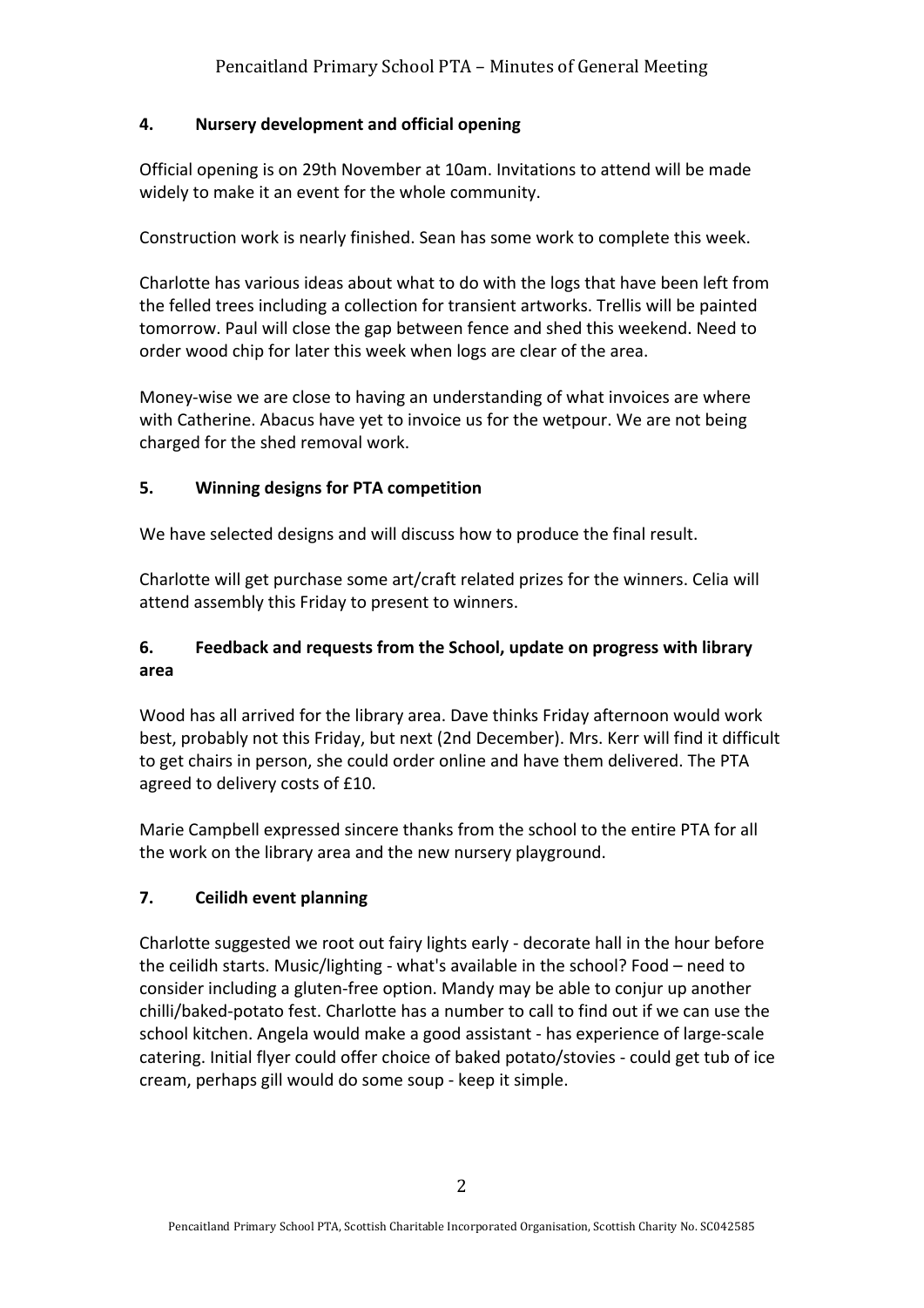## 4. Nursery development and official opening

Official opening is on 29th November at 10am. Invitations to attend will be made widely to make it an event for the whole community.

Construction work is nearly finished. Sean has some work to complete this week.

Charlotte has various ideas about what to do with the logs that have been left from the felled trees including a collection for transient artworks. Trellis will be painted tomorrow. Paul will close the gap between fence and shed this weekend. Need to order wood chip for later this week when logs are clear of the area.

Money-wise we are close to having an understanding of what invoices are where with Catherine. Abacus have yet to invoice us for the wetpour. We are not being charged for the shed removal work.

## 5. Winning designs for PTA competition

We have selected designs and will discuss how to produce the final result.

Charlotte will get purchase some art/craft related prizes for the winners. Celia will attend assembly this Friday to present to winners.

## 6. Feedback and requests from the School, update on progress with library area

Wood has all arrived for the library area. Dave thinks Friday afternoon would work best, probably not this Friday, but next (2nd December). Mrs. Kerr will find it difficult to get chairs in person, she could order online and have them delivered. The PTA agreed to delivery costs of £10.

Marie Campbell expressed sincere thanks from the school to the entire PTA for all the work on the library area and the new nursery playground.

## 7. Ceilidh event planning

Charlotte suggested we root out fairy lights early - decorate hall in the hour before the ceilidh starts. Music/lighting - what's available in the school? Food – need to consider including a gluten-free option. Mandy may be able to conjur up another chilli/baked-potato fest. Charlotte has a number to call to find out if we can use the school kitchen. Angela would make a good assistant - has experience of large-scale catering. Initial flyer could offer choice of baked potato/stovies - could get tub of ice cream, perhaps gill would do some soup - keep it simple.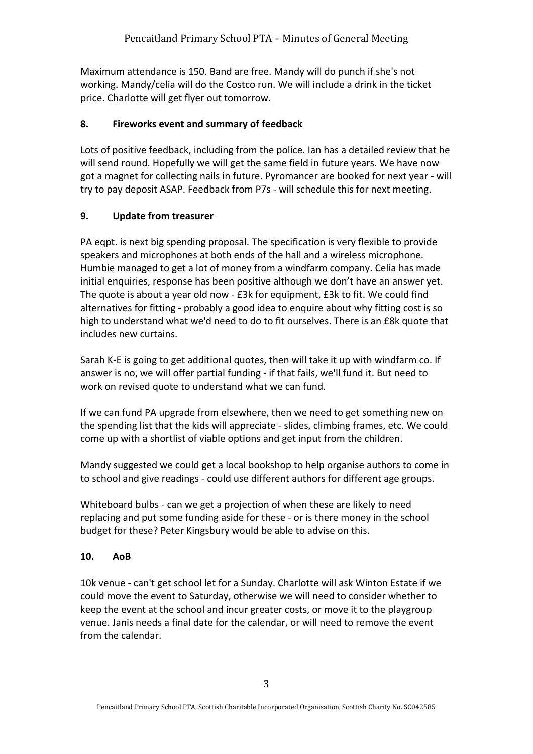Maximum attendance is 150. Band are free. Mandy will do punch if she's not working. Mandy/celia will do the Costco run. We will include a drink in the ticket price. Charlotte will get flyer out tomorrow.

## 8. Fireworks event and summary of feedback

Lots of positive feedback, including from the police. Ian has a detailed review that he will send round. Hopefully we will get the same field in future years. We have now got a magnet for collecting nails in future. Pyromancer are booked for next year - will try to pay deposit ASAP. Feedback from P7s - will schedule this for next meeting.

## 9. Update from treasurer

PA eqpt. is next big spending proposal. The specification is very flexible to provide speakers and microphones at both ends of the hall and a wireless microphone. Humbie managed to get a lot of money from a windfarm company. Celia has made initial enquiries, response has been positive although we don't have an answer yet. The quote is about a year old now - £3k for equipment, £3k to fit. We could find alternatives for fitting - probably a good idea to enquire about why fitting cost is so high to understand what we'd need to do to fit ourselves. There is an £8k quote that includes new curtains.

Sarah K-E is going to get additional quotes, then will take it up with windfarm co. If answer is no, we will offer partial funding - if that fails, we'll fund it. But need to work on revised quote to understand what we can fund.

If we can fund PA upgrade from elsewhere, then we need to get something new on the spending list that the kids will appreciate - slides, climbing frames, etc. We could come up with a shortlist of viable options and get input from the children.

Mandy suggested we could get a local bookshop to help organise authors to come in to school and give readings - could use different authors for different age groups.

Whiteboard bulbs - can we get a projection of when these are likely to need replacing and put some funding aside for these - or is there money in the school budget for these? Peter Kingsbury would be able to advise on this.

## 10. AoB

10k venue - can't get school let for a Sunday. Charlotte will ask Winton Estate if we could move the event to Saturday, otherwise we will need to consider whether to keep the event at the school and incur greater costs, or move it to the playgroup venue. Janis needs a final date for the calendar, or will need to remove the event from the calendar.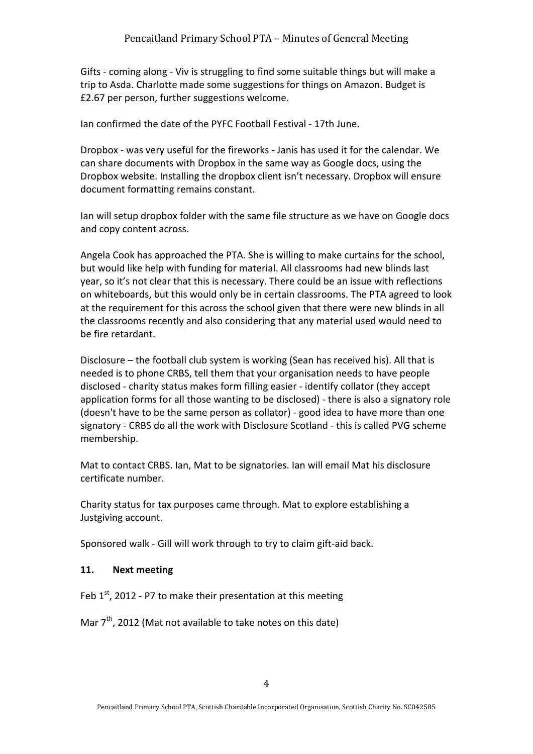Gifts - coming along - Viv is struggling to find some suitable things but will make a trip to Asda. Charlotte made some suggestions for things on Amazon. Budget is £2.67 per person, further suggestions welcome.

Ian confirmed the date of the PYFC Football Festival - 17th June.

Dropbox - was very useful for the fireworks - Janis has used it for the calendar. We can share documents with Dropbox in the same way as Google docs, using the Dropbox website. Installing the dropbox client isn't necessary. Dropbox will ensure document formatting remains constant.

Ian will setup dropbox folder with the same file structure as we have on Google docs and copy content across.

Angela Cook has approached the PTA. She is willing to make curtains for the school, but would like help with funding for material. All classrooms had new blinds last year, so it's not clear that this is necessary. There could be an issue with reflections on whiteboards, but this would only be in certain classrooms. The PTA agreed to look at the requirement for this across the school given that there were new blinds in all the classrooms recently and also considering that any material used would need to be fire retardant.

Disclosure – the football club system is working (Sean has received his). All that is needed is to phone CRBS, tell them that your organisation needs to have people disclosed - charity status makes form filling easier - identify collator (they accept application forms for all those wanting to be disclosed) - there is also a signatory role (doesn't have to be the same person as collator) - good idea to have more than one signatory - CRBS do all the work with Disclosure Scotland - this is called PVG scheme membership.

Mat to contact CRBS. Ian, Mat to be signatories. Ian will email Mat his disclosure certificate number.

Charity status for tax purposes came through. Mat to explore establishing a Justgiving account.

Sponsored walk - Gill will work through to try to claim gift-aid back.

### 11. Next meeting

Feb 1st, 2012 - P7 to make their presentation at this meeting

Mar 7th, 2012 (Mat not available to take notes on this date)

Pencaitland Primary School PTA, Scottish Charitable Incorporated Organisation, Scottish Charity No. SC042585